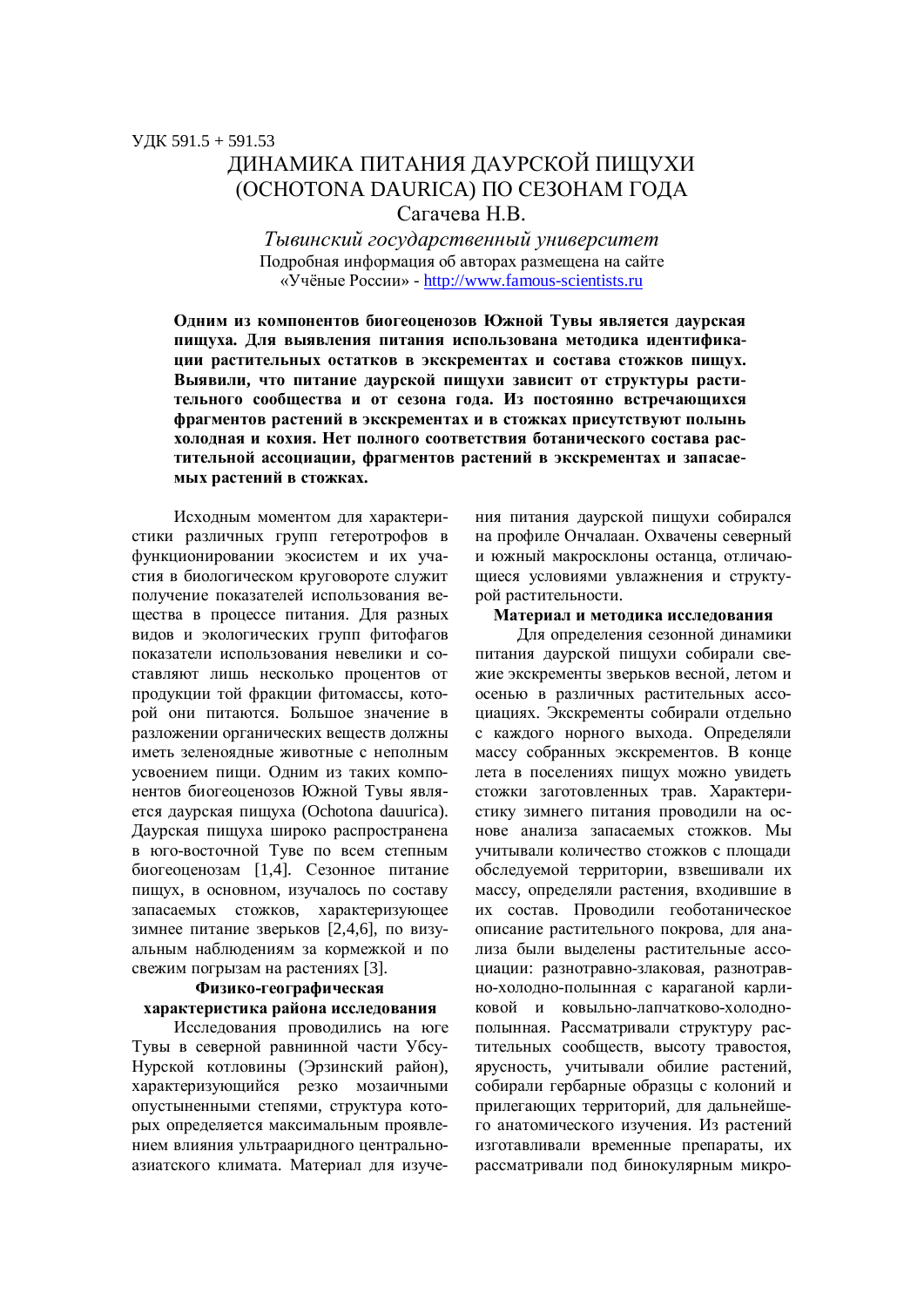УДК 591.5 + 591.53

# ДИНАМИКА ПИТАНИЯ ДАУРСКОЙ ПИЩУХИ (OCHOTONA DAURICA) ПО СЕЗОНАМ ГОДА

Сагачева Н.В.

*Тывинский государственный университет*

Подробная информация об авторах размещена на сайте «Учёные России» - http://www.famous-scientists.ru

**Одним из компонентов биогеоценозов Южной Тувы является даурская пищуха. Для выявления питания использована методика идентификации растительных остатков в экскрементах и состава стожков пищух. Выявили, что питание даурской пищухи зависит от структуры растительного сообщества и от сезона года. Из постоянно встречающихся фрагментов растений в экскрементах и в стожках присутствуют полынь холодная и кохия. Нет полного соответствия ботанического состава растительной ассоциации, фрагментов растений в экскрементах и запасаемых растений в стожках.**

Исходным моментом для характеристики различных групп гетеротрофов в функционировании экосистем и их участия в биологическом круговороте служит получение показателей использования вещества в процессе питания. Для разных видов и экологических групп фитофагов показатели использования невелики и составляют лишь несколько процентов от продукции той фракции фитомассы, которой они питаются. Большое значение в разложении органических веществ должны иметь зеленоядные животные с неполным усвоением пищи. Одним из таких компонентов биогеоценозов Южной Тувы является даурская пищуха (Ochotona dauurica). Даурская пищуха широко распространена в юго-восточной Туве по всем степным биогеоценозам [1,4]. Сезонное питание пищух, в основном, изучалось по составу запасаемых стожков, характеризующее зимнее питание зверьков [2,4,6], по визуальным наблюдениям за кормежкой и по свежим погрызам на растениях [3].

### Физико-географическая характеристика района исследования

Исследования проводились на юге Тувы в северной равнинной части Убсу-Нурской котловины (Эрзинский район), характеризующийся резко мозаичными опустыненными степями, структура которых определяется максимальным проявлением влияния ультрааридного центральноазиатского климата. Материал для изучения питания даурской пищухи собирался на профиле Ончалаан. Охвачены северный и южный макросклоны останца, отличающиеся условиями увлажнения и структурой растительности.

### Материал и методика исследования

Для определения сезонной динамики питания даурской пищухи собирали свежие экскременты зверьков весной, летом и осенью в различных растительных ассоциациях. Экскременты собирали отдельно с каждого норного выхода. Определяли массу собранных экскрементов. В конце лета в поселениях пищух можно увидеть стожки заготовленных трав. Характеристику зимнего питания проводили на основе анализа запасаемых стожков. Мы учитывали количество стожков с площади обследуемой территории, взвешивали их массу, определяли растения, входившие в их состав. Проводили геоботаническое описание растительного покрова, для анализа были выделены растительные ассоциации: разнотравно-злаковая, разнотравно-холодно-полынная с караганой карликовой и ковыльно-лапчатково-холодно-полынная. Рассматривали структуру растительных сообществ, высоту травостоя, ярусность, учитывали обилие растений, собирали гербарные образцы с колоний и прилегающих территорий, для дальнейшего анатомического изучения. Из растений изготавливали временные препараты, их рассматривали под бинокулярным микро-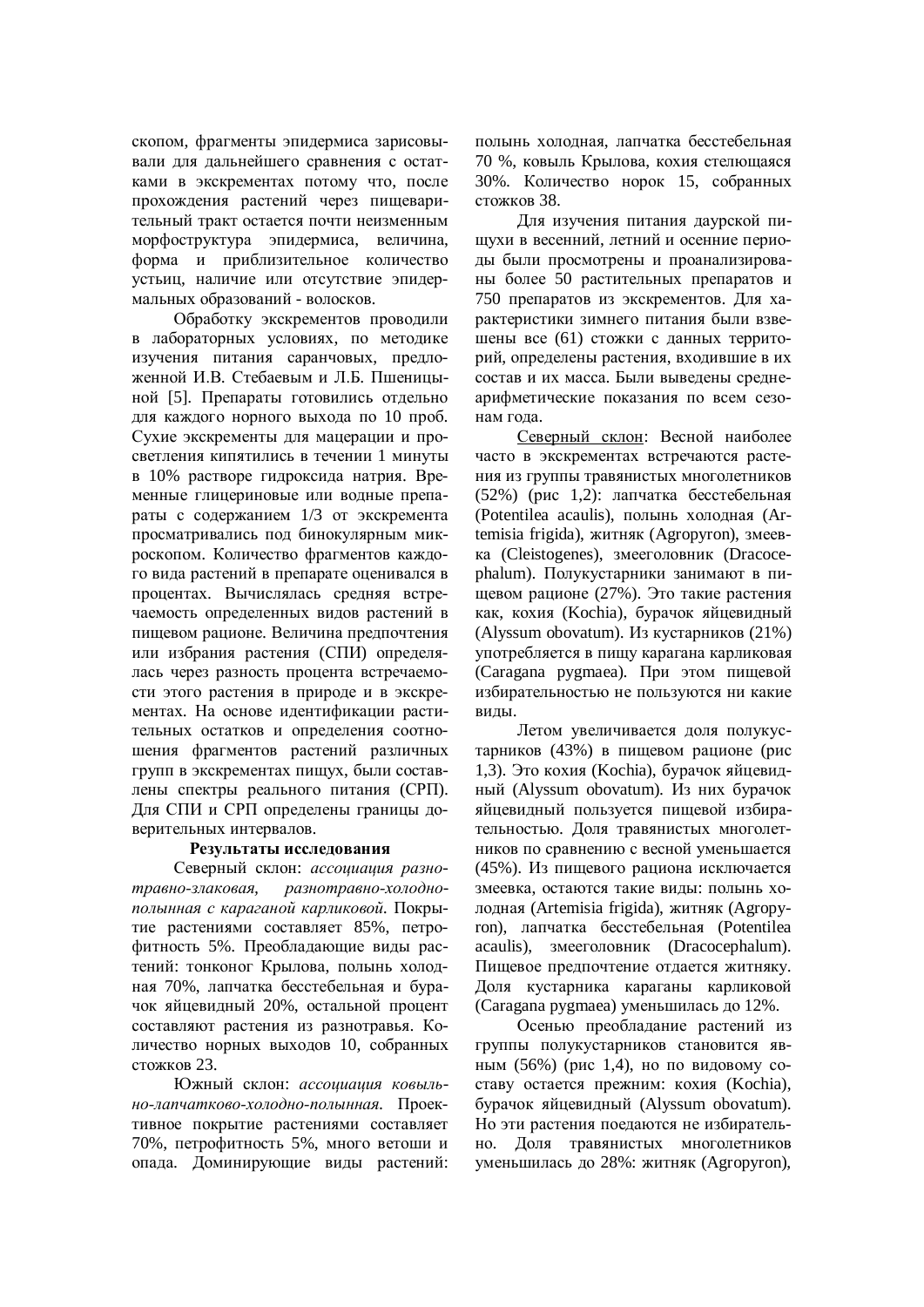скопом, фрагменты эпидермиса зарисовывали для дальнейшего сравнения с остатками в экскрементах потому что, после прохождения растений через пищеварительный тракт остается почти неизменным морфоструктура эпидермиса, величина, форма и приблизительное количество устьиц, наличие или отсутствие эпидермальных образований - волосков.

Обработку экскрементов проводили в лабораторных условиях, по методике изучения питания саранчовых, предложенной И.В. Стебаевым и Л.Б. Пшеницыной [5]. Препараты готовились отдельно для каждого норного выхода по 10 проб. Сухие экскременты для мацерации и просветления кипятились в течении 1 минуты в 10% растворе гидроксида натрия. Временные глицериновые или водные препараты с содержанием 1/3 от экскремента просматривались под бинокулярным микроскопом. Количество фрагментов каждого вида растений в препарате оценивался в процентах. Вычислялась средняя встречаемость определенных видов растений в пищевом рационе. Величина предпочтения или избрания растения (СПИ) определялась через разность процента встречаемости этого растения в природе и в экскрементах. На основе идентификации растительных остатков и определения соотношения фрагментов растений различных групп в экскрементах пищух, были составлены спектры реального питания (СРП). Для СПИ и СРП определены границы доверительных интервалов.

**Результаты исследования**

Северный склон: *ассоциация разнотравно-злаковая, разнотравно-холоднополынная с караганой карликовой*. Покрытие растениями составляет 85%, петрофитность 5%. Преобладающие виды растений: тонконог Крылова, полынь холодная 70%, лапчатка бесстебельная и бурачок яйцевидный 20%, остальной процент составляют растения из разнотравья. Количество норных выходов 10, собранных стожков 23.

Южный склон: *ассоциация ковыльно-лапчатково-холодно-полынная*. Проективное покрытие растениями составляет 70%, петрофитность 5%, много ветоши и опада. Доминирующие виды растений: полынь холодная, лапчатка бесстебельная 70 %, ковыль Крылова, кохия стелющаяся 30%. Количество норок 15, собранных стожков 38.

Для изучения питания даурской пищухи в весенний, летний и осенние периоды были просмотрены и проанализированы более 50 растительных препаратов и 750 препаратов из экскрементов. Для характеристики зимнего питания были взвешены все (61) стожки с данных территорий, определены растения, входившие в их состав и их масса. Были выведены среднеарифметические показания по всем сезонам года.

<u>Северный склон</u>: Весной наиболее часто в экскрементах встречаются растения из группы травянистых многолетников (52%) (рис 1,2): лапчатка бесстебельная (Potentilea acaulis), полынь холодная (Artemisia frigida), житняк (Agropyron), змеевка (Cleistogenes), змееголовник (Dracocephalum). Полукустарники занимают в пищевом рационе (27%). Это такие растения как, кохия (Kochia), бурачок яйцевидный (Alyssum obovatum). Из кустарников (21%) употребляется в пищу карагана карликовая (Caragana pygmaea). При этом пищевой избирательностью не пользуются ни какие виды.

Летом увеличивается доля полукустарников (43%) в пищевом рационе (рис 1,3). Это кохия (Kochia), бурачок яйцевидный (Alyssum obovatum). Из них бурачок яйцевидный пользуется пищевой избирательностью. Доля травянистых многолетников по сравнению с весной уменьшается (45%). Из пищевого рациона исключается змеевка, остаются такие виды: полынь холодная (Artemisia frigida), житняк (Agropyron), лапчатка бесстебельная (Potentilea acaulis), змееголовник (Dracocephalum). Пищевое предпочтение отдается житняку. Доля кустарника караганы карликовой (Caragana pygmaea) уменьшилась до 12%.

Осенью преобладание растений из группы полукустарников становится явным (56%) (рис 1,4), но по видовому составу остается прежним: кохия (Kochia), бурачок яйцевидный (Alyssum obovatum). Но эти растения поедаются не избирательно. Доля травянистых многолетников уменьшилась до 28%: житняк (Agropyron),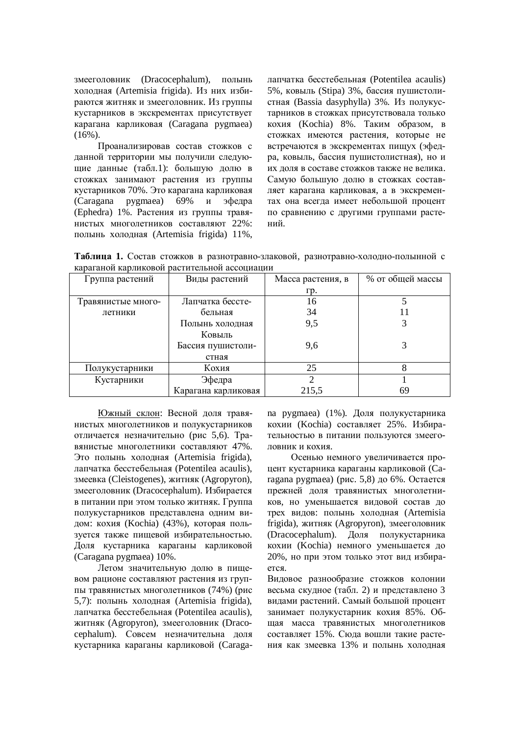змееголовник (Dracocephalum), полынь холодная (Artemisia frigida). Из них избираются житняк и змееголовник. Из группы кустарников в экскрементах присутствует карагана карликовая (Caragana pygmaea) (16%).

Проанализировав состав стожков с данной территории мы получили следующие данные (табл.1): большую долю в стожках занимают растения из группы кустарников 70%. Это карагана карликовая (Caragana pygmaea) 69% и эфедра (Ephedra) 1%. Растения из группы травянистых многолетников составляют 22%: полынь холодная (Artemisia frigida) 11%, лапчатка бесстебельная (Potentilea acaulis) 5%, ковыль (Stipa) 3%, бассия пушистолистная (Bassia dasyphylla) 3%. Из полукустарников в стожках присутствовала только кохия (Kochia) 8%. Таким образом, в стожках имеются растения, которые не встречаются в экскрементах пищух (эфедра, ковыль, бассия пушистолистная), но и их доля в составе стожков также не велика. Самую большую долю в стожках составляет карагана карликовая, а в экскрементах она всегда имеет небольшой процент по сравнению с другими группами растений.

**Таблица 1.** Состав стожков в разнотравно-злаковой, разнотравно-холодно-полынной с караганой карликовой растительной ассоциации

| Группа растений | Виды растений | Масса растения, в гр. | % от общей массы |
|---|---|---|---|
| Травянистые многолетники | Лапчатка бесстебельная | 16 | 5 |
| | Полынь холодная | 34 | 11 |
| | Ковыль | 9,5 | 3 |
| | Бассия пушистолистная | 9,6 | 3 |
| Полукустарники | Кохия | 25 | 8 |
| Кустарники | Эфедра | 2 | 1 |
| | Карагана карликовая | 215,5 | 69 |

<u>Южный склон</u>: Весной доля травянистых многолетников и полукустарников отличается незначительно (рис 5,6). Травянистые многолетники составляют 47%. Это полынь холодная (Artemisia frigida), лапчатка бесстебельная (Potentilea acaulis), змеевка (Cleistogenes), житняк (Agropyron), змееголовник (Dracocephalum). Избирается в питании при этом только житняк. Группа полукустарников представлена одним видом: кохия (Kochia) (43%), которая пользуется также пищевой избирательностью. Доля кустарника караганы карликовой (Caragana pygmaea) 10%.

Летом значительную долю в пищевом рационе составляют растения из группы травянистых многолетников (74%) (рис 5,7): полынь холодная (Artemisia frigida), лапчатка бесстебельная (Potentilea acaulis), житняк (Agropyron), змееголовник (Dracocephalum). Совсем незначительна доля кустарника караганы карликовой (Caragana pygmaea) (1%). Доля полукустарника кохии (Kochia) составляет 25%. Избирательностью в питании пользуются змееголовник и кохия.

Осенью немного увеличивается процент кустарника караганы карликовой (Caragana pygmaea) (рис. 5,8) до 6%. Остается прежней доля травянистых многолетников, но уменьшается видовой состав до трех видов: полынь холодная (Artemisia frigida), житняк (Agropyron), змееголовник (Dracocephalum). Доля полукустарника кохии (Kochia) немного уменьшается до 20%, но при этом только этот вид избирается.

Видовое разнообразие стожков колонии весьма скудное (табл. 2) и представлено 3 видами растений. Самый большой процент занимает полукустарник кохия 85%. Общая масса травянистых многолетников составляет 15%. Сюда вошли такие растения как змеевка 13% и полынь холодная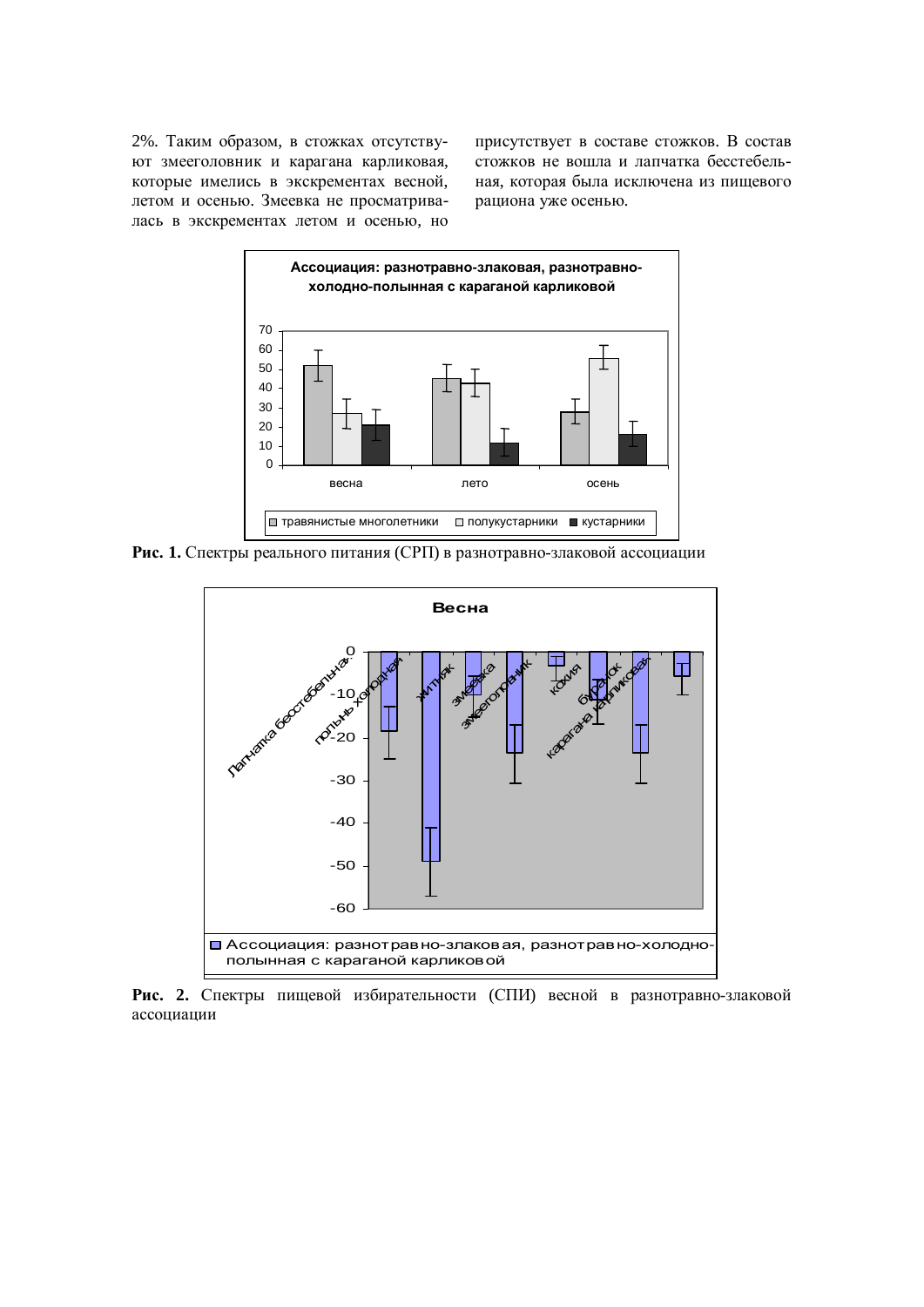2%. Таким образом, в стожках отсутствуют змееголовник и карагана карликовая, которые имелись в экскрементах весной, летом и осенью. Змеевка не просматривалась в экскрементах летом и осенью, но присутствует в составе стожков. В состав стожков не вошла и лапчатка бесстебельная, которая была исключена из пищевого рациона уже осенью.

**Рис. 1.** Спектры реального питания (СРП) в разнотравно-злаковой ассоциации

**Рис. 2.** Спектры пищевой избирательности (СПИ) весной в разнотравно-злаковой ассоциации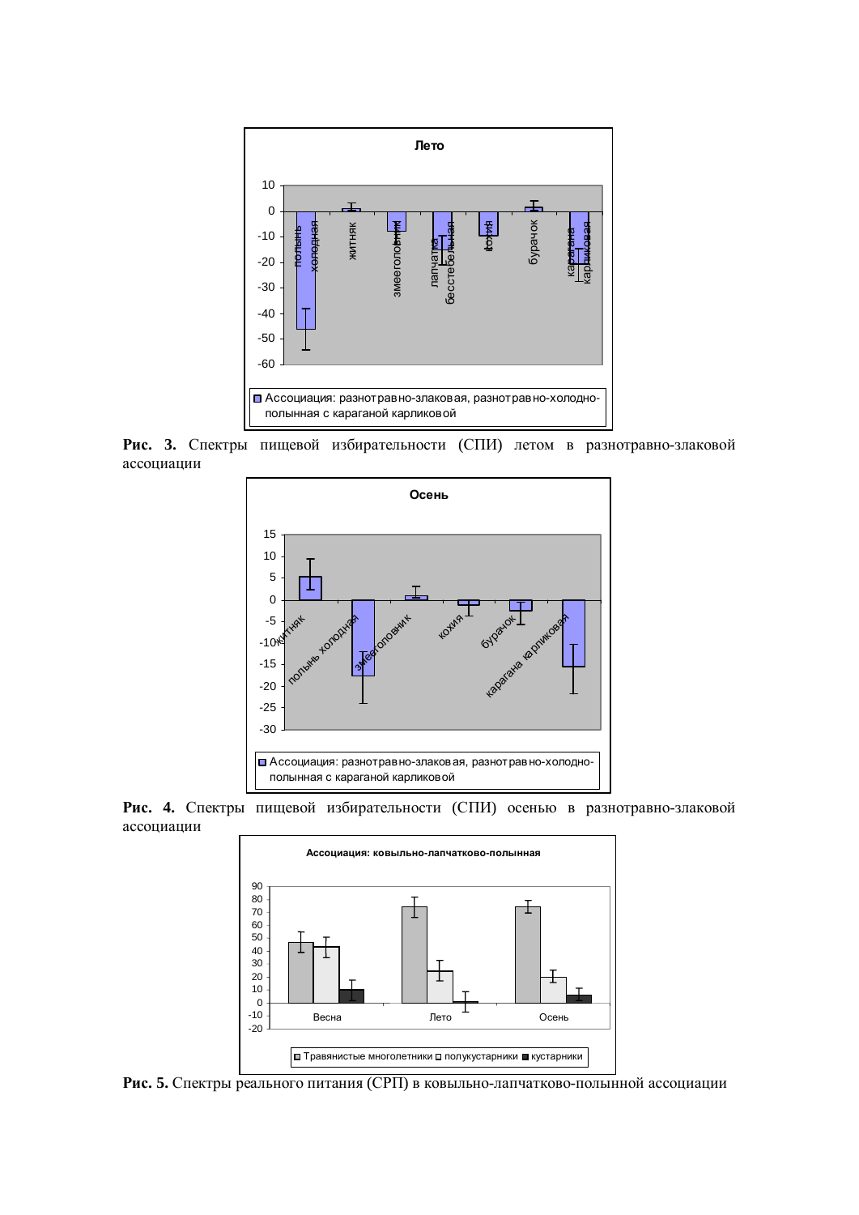**Рис. 3.** Спектры пищевой избирательности (СПИ) летом в разнотравно-злаковой ассоциации

**Рис. 4.** Спектры пищевой избирательности (СПИ) осенью в разнотравно-злаковой ассоциации

**Рис. 5.** Спектры реального питания (СРП) в ковыльно-лапчатково-полынной ассоциации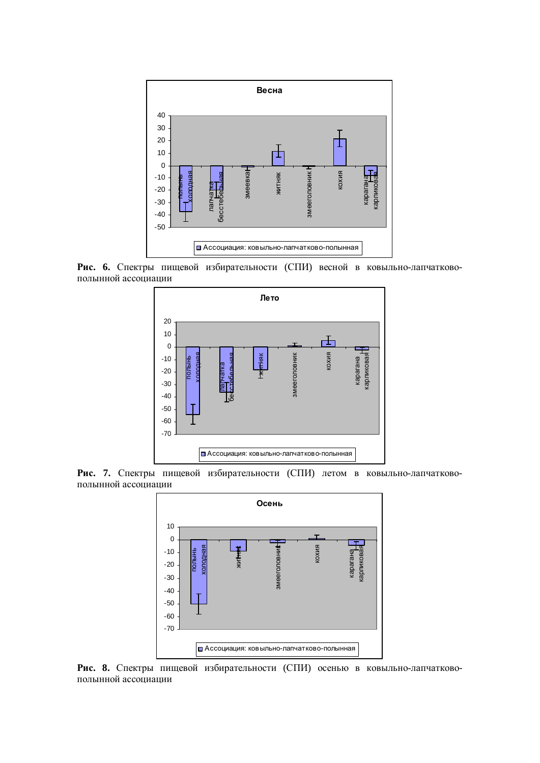**Рис. 6.** Спектры пищевой избирательности (СПИ) весной в ковыльно-лапчатково-полынной ассоциации

**Рис. 7.** Спектры пищевой избирательности (СПИ) летом в ковыльно-лапчатково-полынной ассоциации

**Рис. 8.** Спектры пищевой избирательности (СПИ) осенью в ковыльно-лапчатково-полынной ассоциации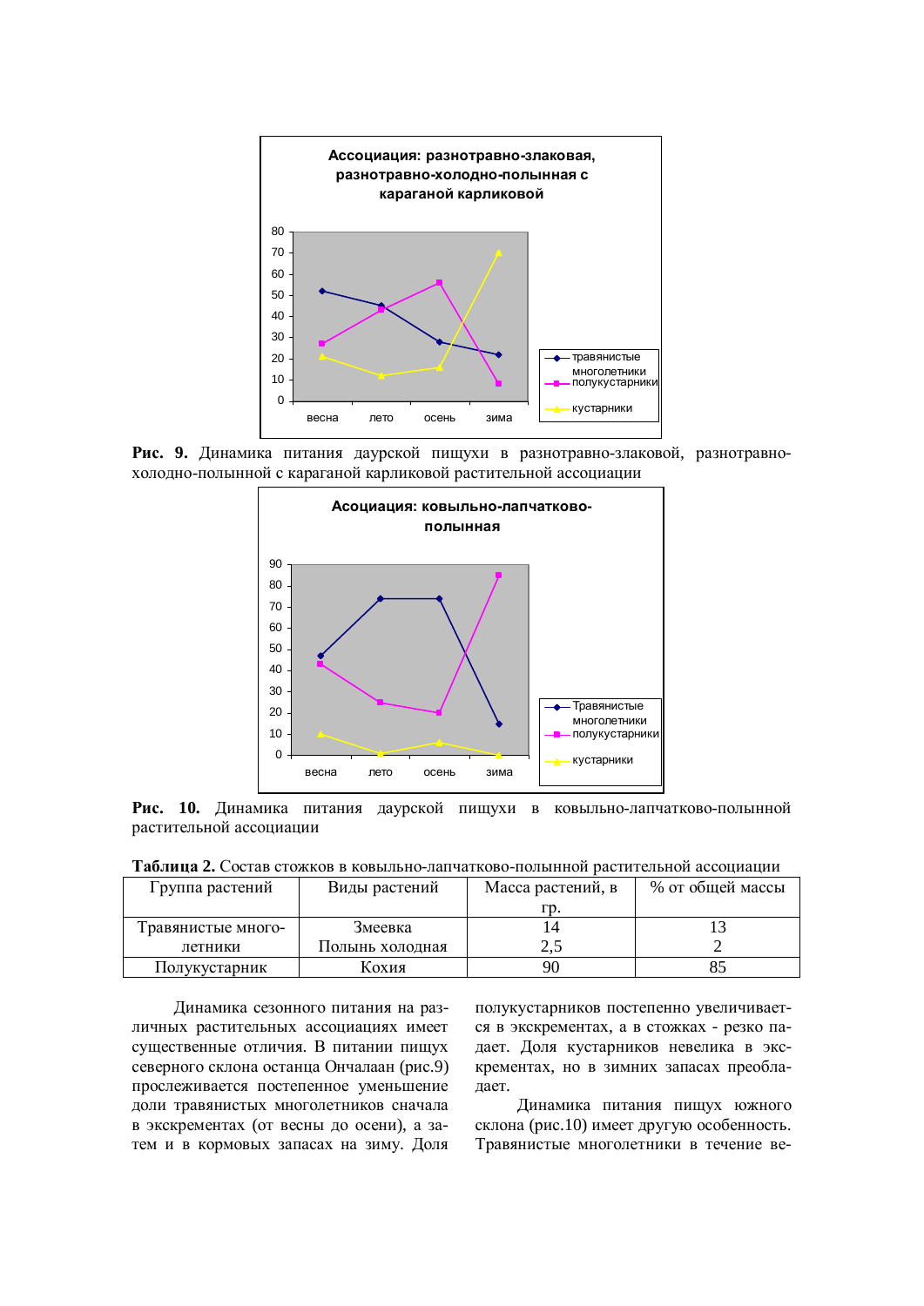**Рис. 9.** Динамика питания даурской пищухи в разнотравно-злаковой, разнотравно-холодно-полынной с караганой карликовой растительной ассоциации

**Рис. 10.** Динамика питания даурской пищухи в ковыльно-лапчатково-полынной растительной ассоциации

**Таблица 2.** Состав стожков в ковыльно-лапчатково-полынной растительной ассоциации

| Группа растений | Виды растений | Масса растений, в гр. | % от общей массы |
|---|---|---|---|
| Травянистые многолетники | Змеевка<br>Полынь холодная | 14<br>2,5 | 13<br>2 |
| Полукустарник | Кохия | 90 | 85 |

Динамика сезонного питания на различных растительных ассоциациях имеет существенные отличия. В питании пищух северного склона останца Ончалаан (рис.9) прослеживается постепенное уменьшение доли травянистых многолетников сначала в экскрементах (от весны до осени), а затем и в кормовых запасах на зиму. Доля полукустарников постепенно увеличивается в экскрементах, а в стожках - резко падает. Доля кустарников невелика в экскрементах, но в зимних запасах преобладает.

Динамика питания пищух южного склона (рис.10) имеет другую особенность. Травянистые многолетники в течение ве-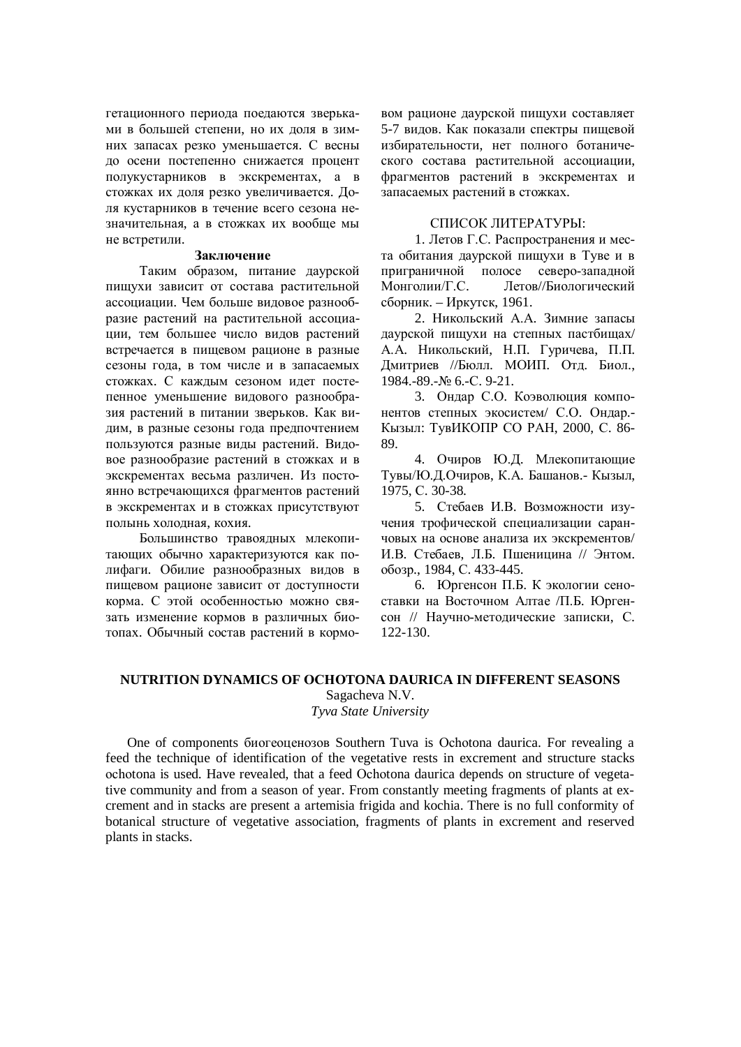гетационного периода поедаются зверьками в большей степени, но их доля в зимних запасах резко уменьшается. С весны до осени постепенно снижается процент полукустарников в экскрементах, а в стожках их доля резко увеличивается. Доля кустарников в течение всего сезона незначительная, а в стожках их вообще мы не встретили.

**Заключение**

Таким образом, питание даурской пищухи зависит от состава растительной ассоциации. Чем больше видовое разнообразие растений на растительной ассоциации, тем большее число видов растений встречается в пищевом рационе в разные сезоны года, в том числе и в запасаемых стожках. С каждым сезоном идет постепенное уменьшение видового разнообразия растений в питании зверьков. Как видим, в разные сезоны года предпочтением пользуются разные виды растений. Видовое разнообразие растений в стожках и в экскрементах весьма различен. Из постоянно встречающихся фрагментов растений в экскрементах и в стожках присутствуют полынь холодная, кохия.

Большинство травоядных млекопитающих обычно характеризуются как полифаги. Обилие разнообразных видов в пищевом рационе зависит от доступности корма. С этой особенностью можно связать изменение кормов в различных биотопах. Обычный состав растений в кормовом рационе даурской пищухи составляет 5-7 видов. Как показали спектры пищевой избирательности, нет полного ботанического состава растительной ассоциации, фрагментов растений в экскрементах и запасаемых растений в стожках.

СПИСОК ЛИТЕРАТУРЫ:

1. Летов Г.С. Распространения и места обитания даурской пищухи в Туве и в приграничной полосе северо-западной Монголии/Г.С. Летов//Биологический сборник. – Иркутск, 1961.
2. Никольский А.А. Зимние запасы даурской пищухи на степных пастбищах/ А.А. Никольский, Н.П. Гуричева, П.П. Дмитриев //Бюлл. МОИП. Отд. Биол., 1984.-89.-№ 6.-С. 9-21.
3. Ондар С.О. Коэволюция компонентов степных экосистем/ С.О. Ондар.- Кызыл: ТувИКОПР СО РАН, 2000, С. 86-89.
4. Очиров Ю.Д. Млекопитающие Тувы/Ю.Д.Очиров, К.А. Башанов.- Кызыл, 1975, С. 30-38.
5. Стебаев И.В. Возможности изучения трофической специализации саранчовых на основе анализа их экскрементов/ И.В. Стебаев, Л.Б. Пшеницина // Энтом. обозр., 1984, С. 433-445.
6. Юргенсон П.Б. К экологии сеноставки на Восточном Алтае /П.Б. Юргенсон // Научно-методические записки, С. 122-130.

## NUTRITION DYNAMICS OF OCHOTONA DAURICA IN DIFFERENT SEASONS

Sagacheva N.V.

*Tyva State University*

One of components биогеоценозов Southern Tuva is Ochotona daurica. For revealing a feed the technique of identification of the vegetative rests in excrement and structure stacks ochotona is used. Have revealed, that a feed Ochotona daurica depends on structure of vegetative community and from a season of year. From constantly meeting fragments of plants at excrement and in stacks are present a artemisia frigida and kochia. There is no full conformity of botanical structure of vegetative association, fragments of plants in excrement and reserved plants in stacks.